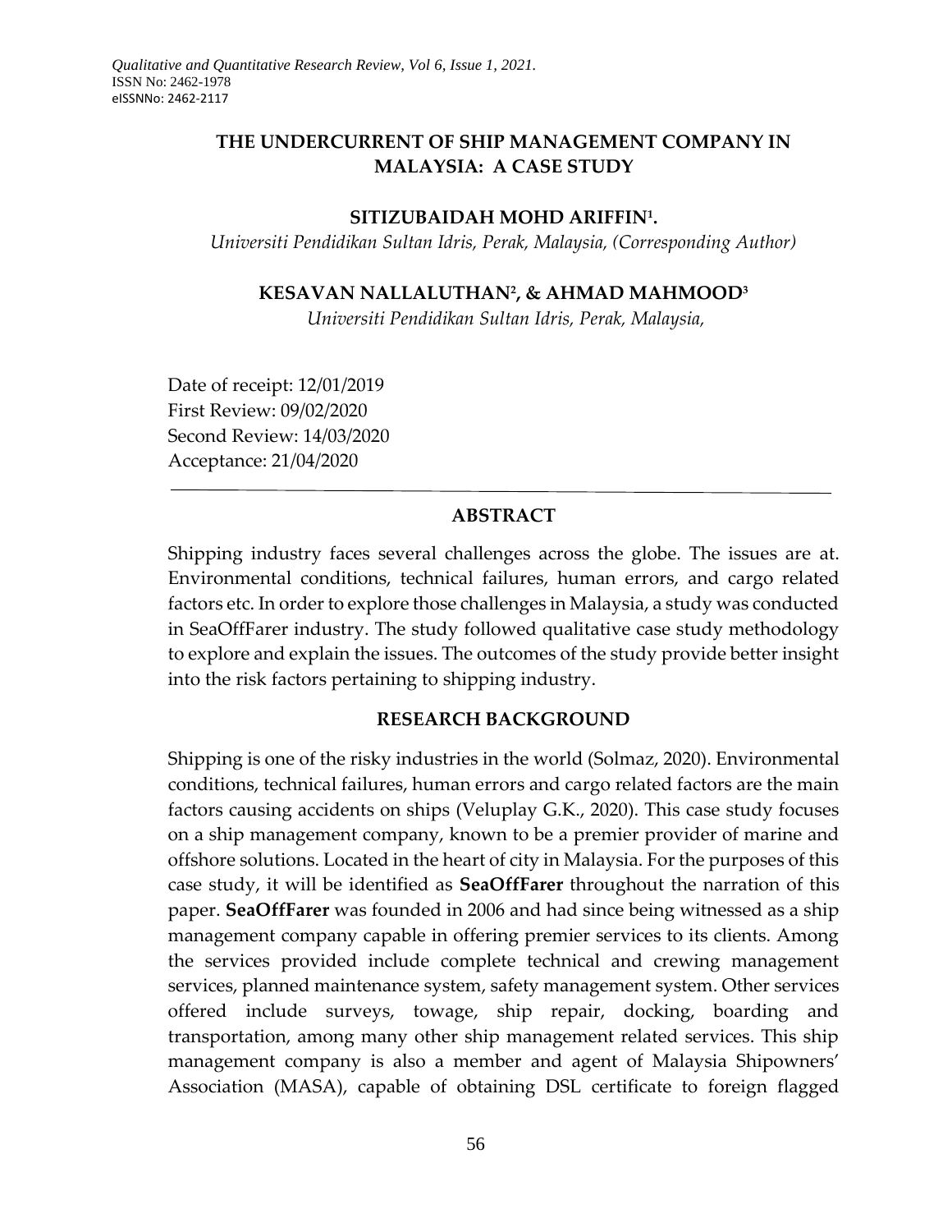*Qualitative and Quantitative Research Review, Vol 6, Issue 1, 2021.*
ISSN No: 2462-1978
eISSNNo: 2462-2117

# THE UNDERCURRENT OF SHIP MANAGEMENT COMPANY IN MALAYSIA: A CASE STUDY

**SITIZUBAIDAH MOHD ARIFFIN[1].**

*Universiti Pendidikan Sultan Idris, Perak, Malaysia, (Corresponding Author)*

**KESAVAN NALLALUTHAN[2], & AHMAD MAHMOOD[3]**

*Universiti Pendidikan Sultan Idris, Perak, Malaysia,*

Date of receipt: 12/01/2019
First Review: 09/02/2020
Second Review: 14/03/2020
Acceptance: 21/04/2020

## ABSTRACT

Shipping industry faces several challenges across the globe. The issues are at. Environmental conditions, technical failures, human errors, and cargo related factors etc. In order to explore those challenges in Malaysia, a study was conducted in SeaOffFarer industry. The study followed qualitative case study methodology to explore and explain the issues. The outcomes of the study provide better insight into the risk factors pertaining to shipping industry.

## RESEARCH BACKGROUND

Shipping is one of the risky industries in the world (Solmaz, 2020). Environmental conditions, technical failures, human errors and cargo related factors are the main factors causing accidents on ships (Veluplay G.K., 2020). This case study focuses on a ship management company, known to be a premier provider of marine and offshore solutions. Located in the heart of city in Malaysia. For the purposes of this case study, it will be identified as **SeaOffFarer** throughout the narration of this paper. **SeaOffFarer** was founded in 2006 and had since being witnessed as a ship management company capable in offering premier services to its clients. Among the services provided include complete technical and crewing management services, planned maintenance system, safety management system. Other services offered include surveys, towage, ship repair, docking, boarding and transportation, among many other ship management related services. This ship management company is also a member and agent of Malaysia Shipowners' Association (MASA), capable of obtaining DSL certificate to foreign flagged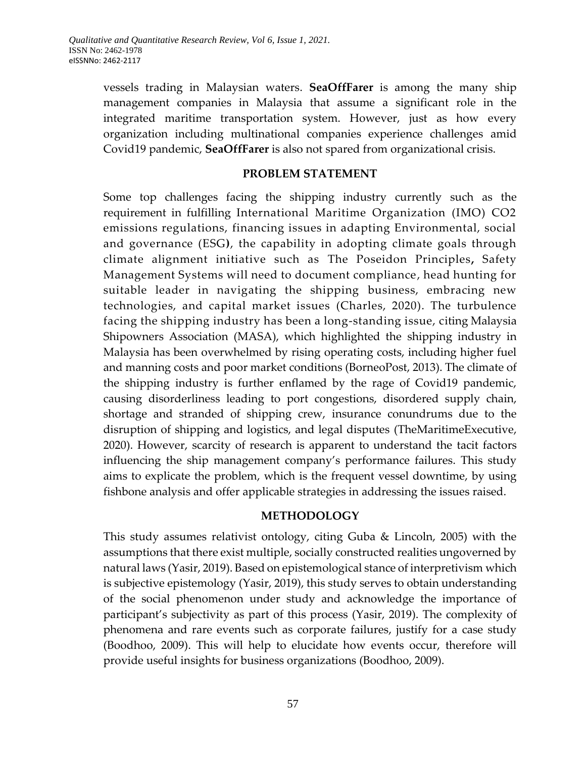vessels trading in Malaysian waters. **SeaOffFarer** is among the many ship management companies in Malaysia that assume a significant role in the integrated maritime transportation system. However, just as how every organization including multinational companies experience challenges amid Covid19 pandemic, **SeaOffFarer** is also not spared from organizational crisis.

## PROBLEM STATEMENT

Some top challenges facing the shipping industry currently such as the requirement in fulfilling International Maritime Organization (IMO) CO2 emissions regulations, financing issues in adapting Environmental, social and governance (ESG**)**, the capability in adopting climate goals through climate alignment initiative such as The Poseidon Principles**,** Safety Management Systems will need to document compliance, head hunting for suitable leader in navigating the shipping business, embracing new technologies, and capital market issues (Charles, 2020). The turbulence facing the shipping industry has been a long-standing issue, citing Malaysia Shipowners Association (MASA), which highlighted the shipping industry in Malaysia has been overwhelmed by rising operating costs, including higher fuel and manning costs and poor market conditions (BorneoPost, 2013). The climate of the shipping industry is further enflamed by the rage of Covid19 pandemic, causing disorderliness leading to port congestions, disordered supply chain, shortage and stranded of shipping crew, insurance conundrums due to the disruption of shipping and logistics, and legal disputes (TheMaritimeExecutive, 2020). However, scarcity of research is apparent to understand the tacit factors influencing the ship management company's performance failures. This study aims to explicate the problem, which is the frequent vessel downtime, by using fishbone analysis and offer applicable strategies in addressing the issues raised.

## METHODOLOGY

This study assumes relativist ontology, citing Guba & Lincoln, 2005) with the assumptions that there exist multiple, socially constructed realities ungoverned by natural laws (Yasir, 2019). Based on epistemological stance of interpretivism which is subjective epistemology (Yasir, 2019), this study serves to obtain understanding of the social phenomenon under study and acknowledge the importance of participant's subjectivity as part of this process (Yasir, 2019). The complexity of phenomena and rare events such as corporate failures, justify for a case study (Boodhoo, 2009). This will help to elucidate how events occur, therefore will provide useful insights for business organizations (Boodhoo, 2009).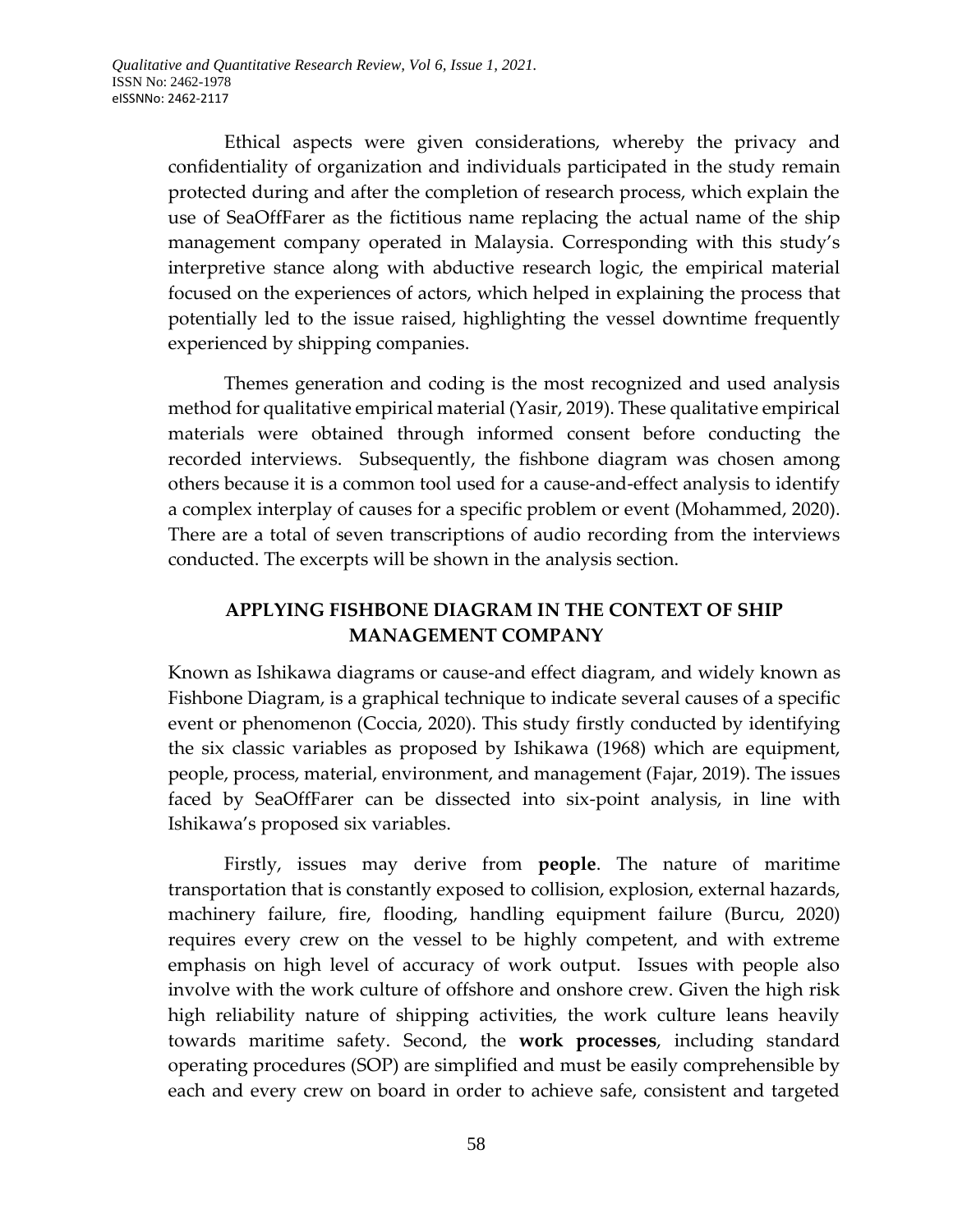Ethical aspects were given considerations, whereby the privacy and confidentiality of organization and individuals participated in the study remain protected during and after the completion of research process, which explain the use of SeaOffFarer as the fictitious name replacing the actual name of the ship management company operated in Malaysia. Corresponding with this study's interpretive stance along with abductive research logic, the empirical material focused on the experiences of actors, which helped in explaining the process that potentially led to the issue raised, highlighting the vessel downtime frequently experienced by shipping companies.

Themes generation and coding is the most recognized and used analysis method for qualitative empirical material (Yasir, 2019). These qualitative empirical materials were obtained through informed consent before conducting the recorded interviews. Subsequently, the fishbone diagram was chosen among others because it is a common tool used for a cause-and-effect analysis to identify a complex interplay of causes for a specific problem or event (Mohammed, 2020). There are a total of seven transcriptions of audio recording from the interviews conducted. The excerpts will be shown in the analysis section.

## APPLYING FISHBONE DIAGRAM IN THE CONTEXT OF SHIP MANAGEMENT COMPANY

Known as Ishikawa diagrams or cause-and effect diagram, and widely known as Fishbone Diagram, is a graphical technique to indicate several causes of a specific event or phenomenon (Coccia, 2020). This study firstly conducted by identifying the six classic variables as proposed by Ishikawa (1968) which are equipment, people, process, material, environment, and management (Fajar, 2019). The issues faced by SeaOffFarer can be dissected into six-point analysis, in line with Ishikawa's proposed six variables.

Firstly, issues may derive from **people**. The nature of maritime transportation that is constantly exposed to collision, explosion, external hazards, machinery failure, fire, flooding, handling equipment failure (Burcu, 2020) requires every crew on the vessel to be highly competent, and with extreme emphasis on high level of accuracy of work output. Issues with people also involve with the work culture of offshore and onshore crew. Given the high risk high reliability nature of shipping activities, the work culture leans heavily towards maritime safety. Second, the **work processes**, including standard operating procedures (SOP) are simplified and must be easily comprehensible by each and every crew on board in order to achieve safe, consistent and targeted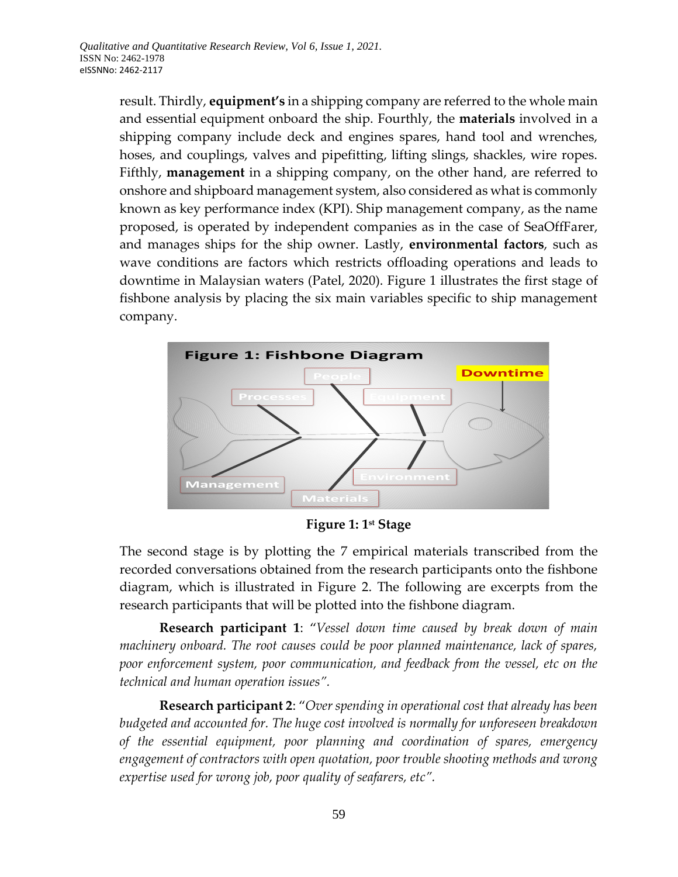result. Thirdly, **equipment's** in a shipping company are referred to the whole main and essential equipment onboard the ship. Fourthly, the **materials** involved in a shipping company include deck and engines spares, hand tool and wrenches, hoses, and couplings, valves and pipefitting, lifting slings, shackles, wire ropes. Fifthly, **management** in a shipping company, on the other hand, are referred to onshore and shipboard management system, also considered as what is commonly known as key performance index (KPI). Ship management company, as the name proposed, is operated by independent companies as in the case of SeaOffFarer, and manages ships for the ship owner. Lastly, **environmental factors**, such as wave conditions are factors which restricts offloading operations and leads to downtime in Malaysian waters (Patel, 2020). Figure 1 illustrates the first stage of fishbone analysis by placing the six main variables specific to ship management company.

**Figure 1: 1st Stage**

The second stage is by plotting the 7 empirical materials transcribed from the recorded conversations obtained from the research participants onto the fishbone diagram, which is illustrated in Figure 2. The following are excerpts from the research participants that will be plotted into the fishbone diagram.

**Research participant 1**: "*Vessel down time caused by break down of main machinery onboard. The root causes could be poor planned maintenance, lack of spares, poor enforcement system, poor communication, and feedback from the vessel, etc on the technical and human operation issues".*

**Research participant 2**: "*Over spending in operational cost that already has been budgeted and accounted for. The huge cost involved is normally for unforeseen breakdown of the essential equipment, poor planning and coordination of spares, emergency engagement of contractors with open quotation, poor trouble shooting methods and wrong expertise used for wrong job, poor quality of seafarers, etc".*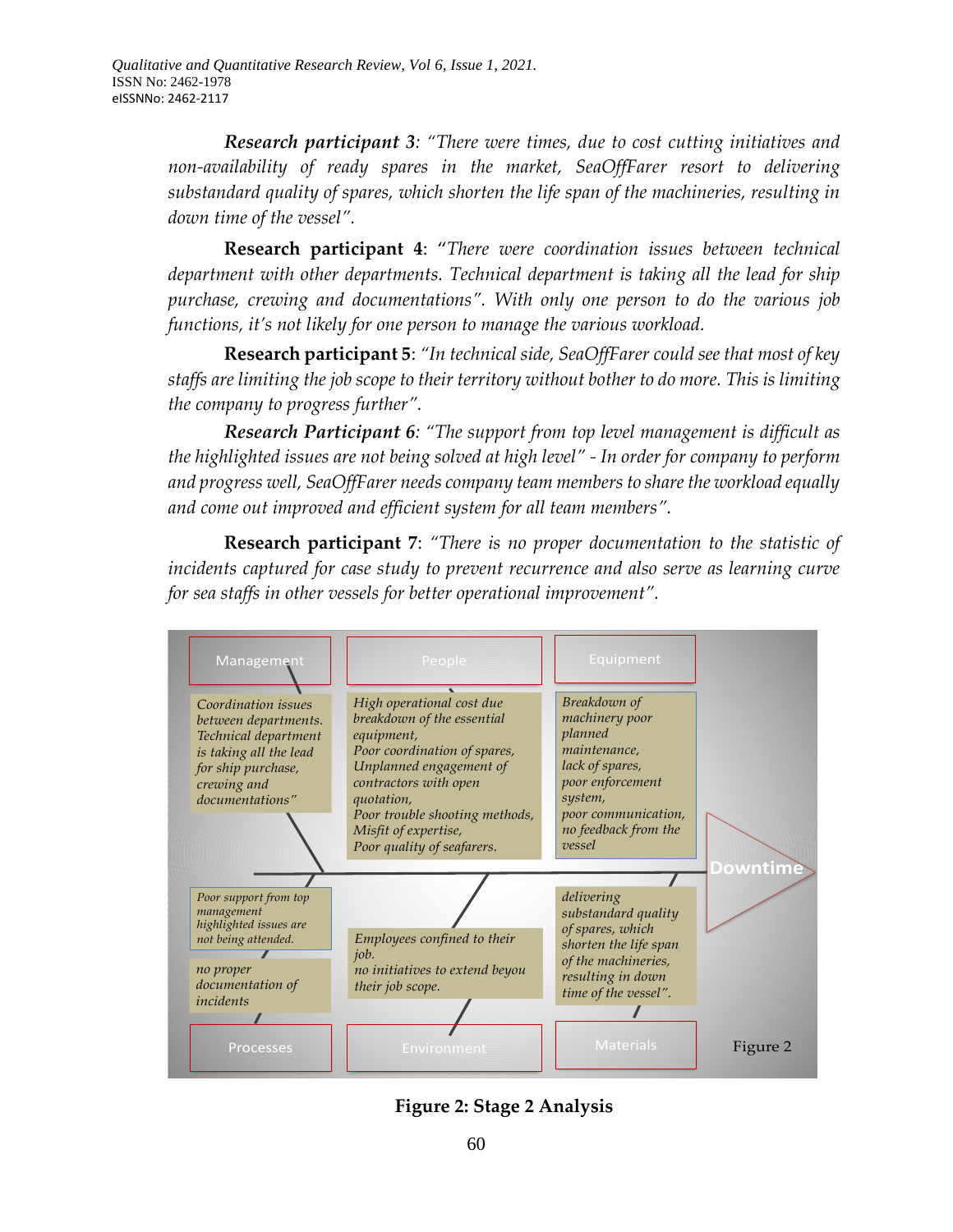***Research participant 3****: "There were times, due to cost cutting initiatives and non-availability of ready spares in the market, SeaOffFarer resort to delivering substandard quality of spares, which shorten the life span of the machineries, resulting in down time of the vessel".*

**Research participant 4**: "*There were coordination issues between technical department with other departments. Technical department is taking all the lead for ship purchase, crewing and documentations". With only one person to do the various job functions, it's not likely for one person to manage the various workload.*

**Research participant 5**: *"In technical side, SeaOffFarer could see that most of key staffs are limiting the job scope to their territory without bother to do more. This is limiting the company to progress further".*

***Research Participant 6****: "The support from top level management is difficult as the highlighted issues are not being solved at high level" - In order for company to perform and progress well, SeaOffFarer needs company team members to share the workload equally and come out improved and efficient system for all team members".*

**Research participant 7**: *"There is no proper documentation to the statistic of incidents captured for case study to prevent recurrence and also serve as learning curve for sea staffs in other vessels for better operational improvement".*

Management

*Coordination issues between departments. Technical department is taking all the lead for ship purchase, crewing and documentations"*

People

*High operational cost due breakdown of the essential equipment, Poor coordination of spares, Unplanned engagement of contractors with open quotation, Poor trouble shooting methods, Misfit of expertise, Poor quality of seafarers.*

Equipment

*Breakdown of machinery poor planned maintenance, lack of spares, poor enforcement system, poor communication, no feedback from the vessel*

Downtime

*Poor support from top management highlighted issues are not being attended.*

*no proper documentation of incidents*

Processes

*Employees confined to their job. no initiatives to extend beyou their job scope.*

Environment

*delivering substandard quality of spares, which shorten the life span of the machineries, resulting in down time of the vessel".*

Materials

Figure 2

**Figure 2: Stage 2 Analysis**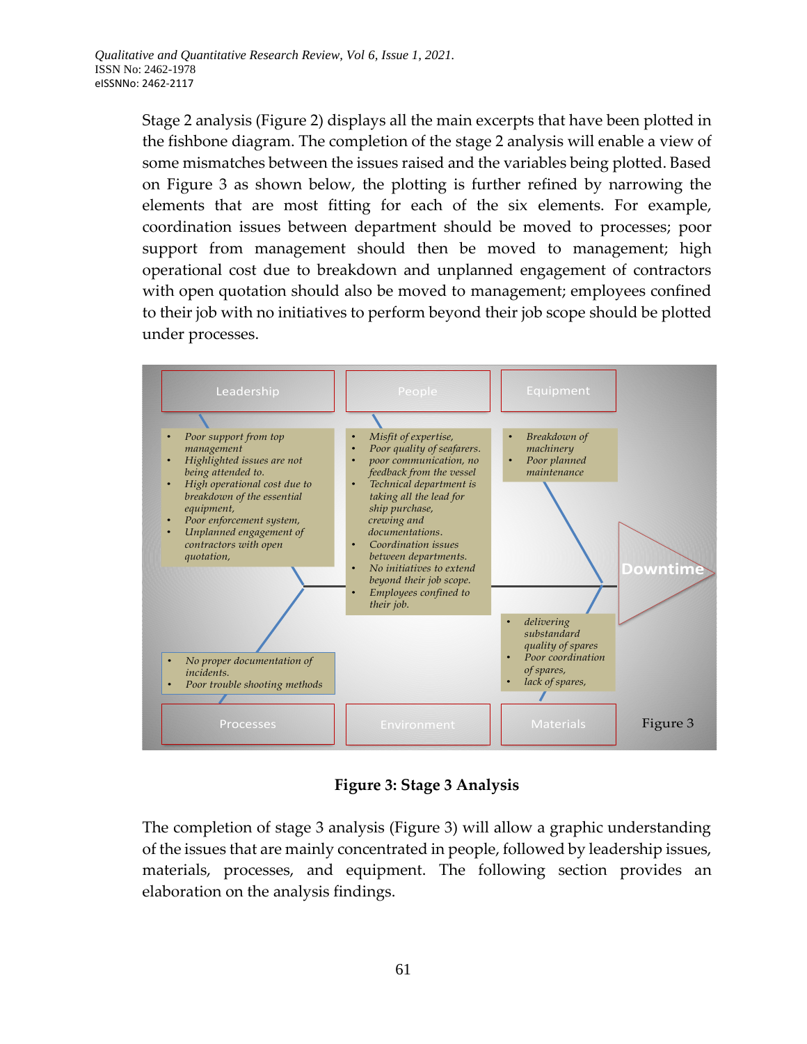Stage 2 analysis (Figure 2) displays all the main excerpts that have been plotted in the fishbone diagram. The completion of the stage 2 analysis will enable a view of some mismatches between the issues raised and the variables being plotted. Based on Figure 3 as shown below, the plotting is further refined by narrowing the elements that are most fitting for each of the six elements. For example, coordination issues between department should be moved to processes; poor support from management should then be moved to management; high operational cost due to breakdown and unplanned engagement of contractors with open quotation should also be moved to management; employees confined to their job with no initiatives to perform beyond their job scope should be plotted under processes.

**Leadership**

- *Poor support from top management*
- *Highlighted issues are not being attended to.*
- *High operational cost due to breakdown of the essential equipment,*
- *Poor enforcement system,*
- *Unplanned engagement of contractors with open quotation,*

**People**

- *Misfit of expertise,*
- *Poor quality of seafarers.*
- *poor communication, no feedback from the vessel*
- *Technical department is taking all the lead for ship purchase, crewing and documentations.*
- *Coordination issues between departments.*
- *No initiatives to extend beyond their job scope.*
- *Employees confined to their job.*

**Equipment**

- *Breakdown of machinery*
- *Poor planned maintenance*

**Processes**

- *No proper documentation of incidents.*
- *Poor trouble shooting methods*

**Environment**

**Materials**

- *delivering substandard quality of spares*
- *Poor coordination of spares,*
- *lack of spares,*

**Downtime**

Figure 3

**Figure 3: Stage 3 Analysis**

The completion of stage 3 analysis (Figure 3) will allow a graphic understanding of the issues that are mainly concentrated in people, followed by leadership issues, materials, processes, and equipment. The following section provides an elaboration on the analysis findings.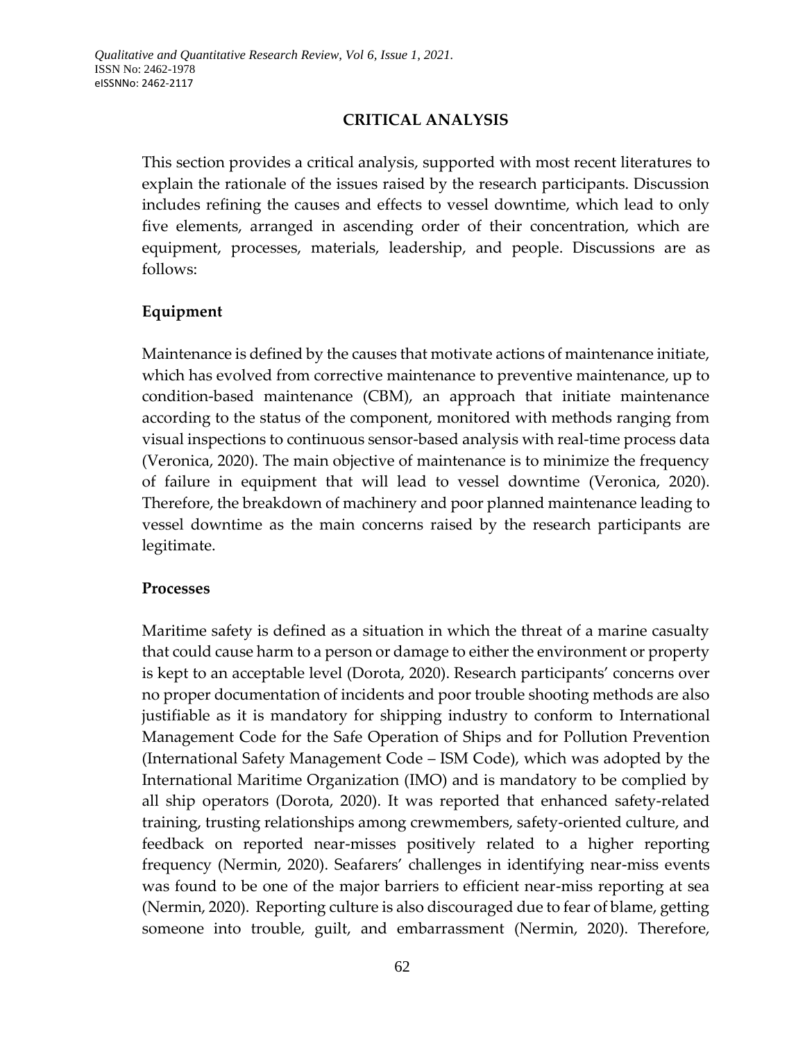## CRITICAL ANALYSIS

This section provides a critical analysis, supported with most recent literatures to explain the rationale of the issues raised by the research participants. Discussion includes refining the causes and effects to vessel downtime, which lead to only five elements, arranged in ascending order of their concentration, which are equipment, processes, materials, leadership, and people. Discussions are as follows:

### Equipment

Maintenance is defined by the causes that motivate actions of maintenance initiate, which has evolved from corrective maintenance to preventive maintenance, up to condition-based maintenance (CBM), an approach that initiate maintenance according to the status of the component, monitored with methods ranging from visual inspections to continuous sensor-based analysis with real-time process data (Veronica, 2020). The main objective of maintenance is to minimize the frequency of failure in equipment that will lead to vessel downtime (Veronica, 2020). Therefore, the breakdown of machinery and poor planned maintenance leading to vessel downtime as the main concerns raised by the research participants are legitimate.

### Processes

Maritime safety is defined as a situation in which the threat of a marine casualty that could cause harm to a person or damage to either the environment or property is kept to an acceptable level (Dorota, 2020). Research participants' concerns over no proper documentation of incidents and poor trouble shooting methods are also justifiable as it is mandatory for shipping industry to conform to International Management Code for the Safe Operation of Ships and for Pollution Prevention (International Safety Management Code – ISM Code), which was adopted by the International Maritime Organization (IMO) and is mandatory to be complied by all ship operators (Dorota, 2020). It was reported that enhanced safety-related training, trusting relationships among crewmembers, safety-oriented culture, and feedback on reported near-misses positively related to a higher reporting frequency (Nermin, 2020). Seafarers' challenges in identifying near-miss events was found to be one of the major barriers to efficient near-miss reporting at sea (Nermin, 2020). Reporting culture is also discouraged due to fear of blame, getting someone into trouble, guilt, and embarrassment (Nermin, 2020). Therefore,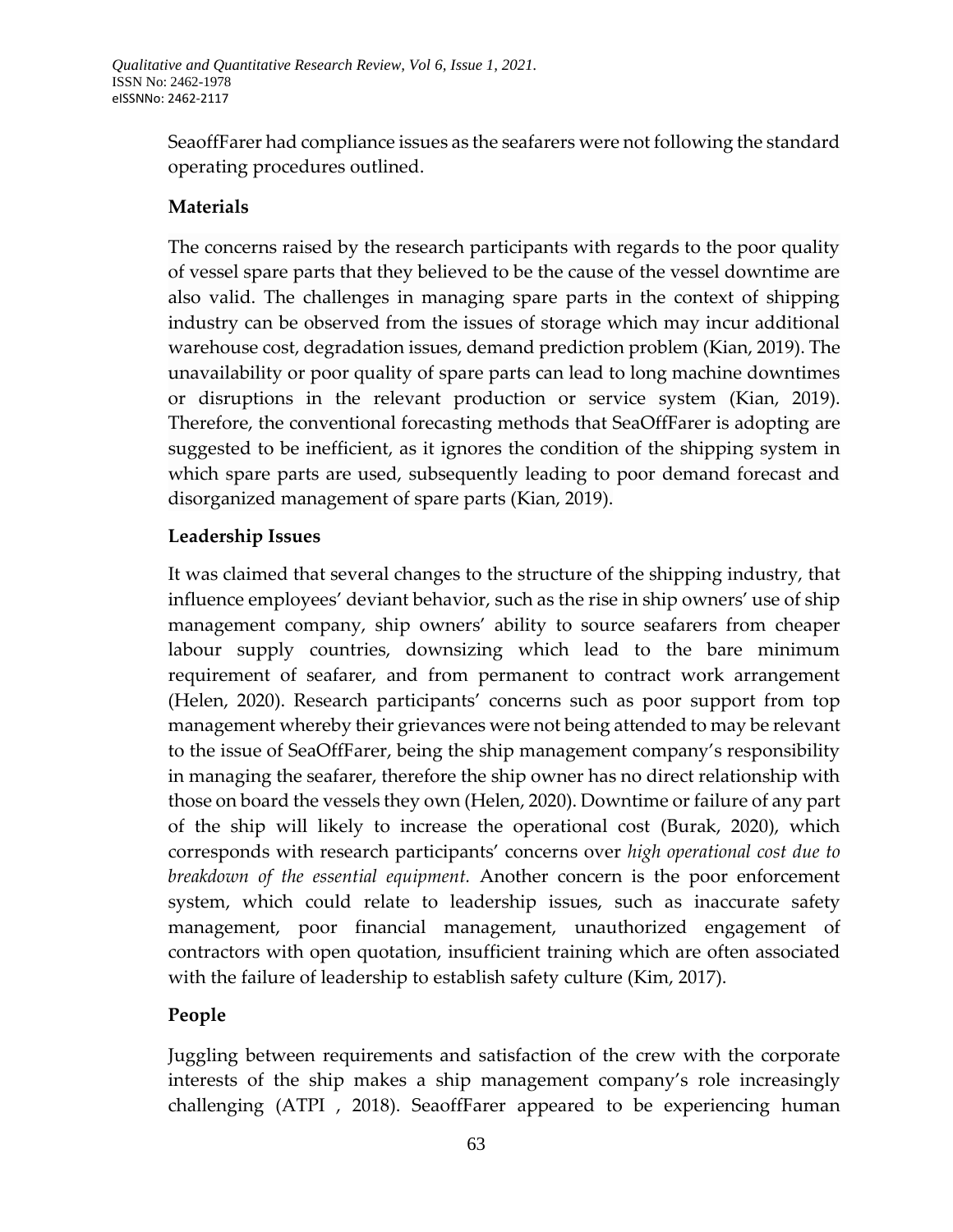SeaoffFarer had compliance issues as the seafarers were not following the standard operating procedures outlined.

### Materials

The concerns raised by the research participants with regards to the poor quality of vessel spare parts that they believed to be the cause of the vessel downtime are also valid. The challenges in managing spare parts in the context of shipping industry can be observed from the issues of storage which may incur additional warehouse cost, degradation issues, demand prediction problem (Kian, 2019). The unavailability or poor quality of spare parts can lead to long machine downtimes or disruptions in the relevant production or service system (Kian, 2019). Therefore, the conventional forecasting methods that SeaOffFarer is adopting are suggested to be inefficient, as it ignores the condition of the shipping system in which spare parts are used, subsequently leading to poor demand forecast and disorganized management of spare parts (Kian, 2019).

### Leadership Issues

It was claimed that several changes to the structure of the shipping industry, that influence employees' deviant behavior, such as the rise in ship owners' use of ship management company, ship owners' ability to source seafarers from cheaper labour supply countries, downsizing which lead to the bare minimum requirement of seafarer, and from permanent to contract work arrangement (Helen, 2020). Research participants' concerns such as poor support from top management whereby their grievances were not being attended to may be relevant to the issue of SeaOffFarer, being the ship management company's responsibility in managing the seafarer, therefore the ship owner has no direct relationship with those on board the vessels they own (Helen, 2020). Downtime or failure of any part of the ship will likely to increase the operational cost (Burak, 2020), which corresponds with research participants' concerns over *high operational cost due to breakdown of the essential equipment.* Another concern is the poor enforcement system, which could relate to leadership issues, such as inaccurate safety management, poor financial management, unauthorized engagement of contractors with open quotation, insufficient training which are often associated with the failure of leadership to establish safety culture (Kim, 2017).

### People

Juggling between requirements and satisfaction of the crew with the corporate interests of the ship makes a ship management company's role increasingly challenging (ATPI , 2018). SeaoffFarer appeared to be experiencing human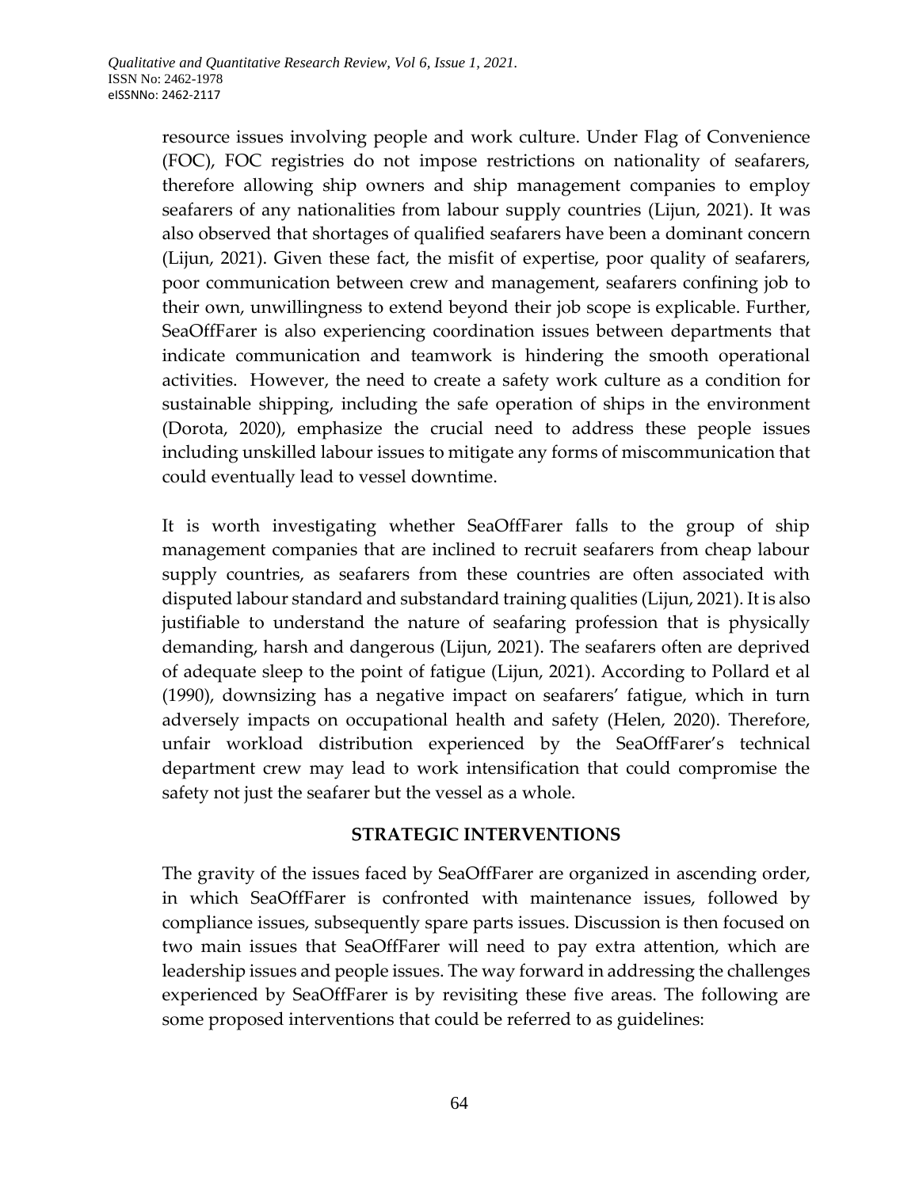resource issues involving people and work culture. Under Flag of Convenience (FOC), FOC registries do not impose restrictions on nationality of seafarers, therefore allowing ship owners and ship management companies to employ seafarers of any nationalities from labour supply countries (Lijun, 2021). It was also observed that shortages of qualified seafarers have been a dominant concern (Lijun, 2021). Given these fact, the misfit of expertise, poor quality of seafarers, poor communication between crew and management, seafarers confining job to their own, unwillingness to extend beyond their job scope is explicable. Further, SeaOffFarer is also experiencing coordination issues between departments that indicate communication and teamwork is hindering the smooth operational activities. However, the need to create a safety work culture as a condition for sustainable shipping, including the safe operation of ships in the environment (Dorota, 2020), emphasize the crucial need to address these people issues including unskilled labour issues to mitigate any forms of miscommunication that could eventually lead to vessel downtime.

It is worth investigating whether SeaOffFarer falls to the group of ship management companies that are inclined to recruit seafarers from cheap labour supply countries, as seafarers from these countries are often associated with disputed labour standard and substandard training qualities (Lijun, 2021). It is also justifiable to understand the nature of seafaring profession that is physically demanding, harsh and dangerous (Lijun, 2021). The seafarers often are deprived of adequate sleep to the point of fatigue (Lijun, 2021). According to Pollard et al (1990), downsizing has a negative impact on seafarers' fatigue, which in turn adversely impacts on occupational health and safety (Helen, 2020). Therefore, unfair workload distribution experienced by the SeaOffFarer's technical department crew may lead to work intensification that could compromise the safety not just the seafarer but the vessel as a whole.

## STRATEGIC INTERVENTIONS

The gravity of the issues faced by SeaOffFarer are organized in ascending order, in which SeaOffFarer is confronted with maintenance issues, followed by compliance issues, subsequently spare parts issues. Discussion is then focused on two main issues that SeaOffFarer will need to pay extra attention, which are leadership issues and people issues. The way forward in addressing the challenges experienced by SeaOffFarer is by revisiting these five areas. The following are some proposed interventions that could be referred to as guidelines: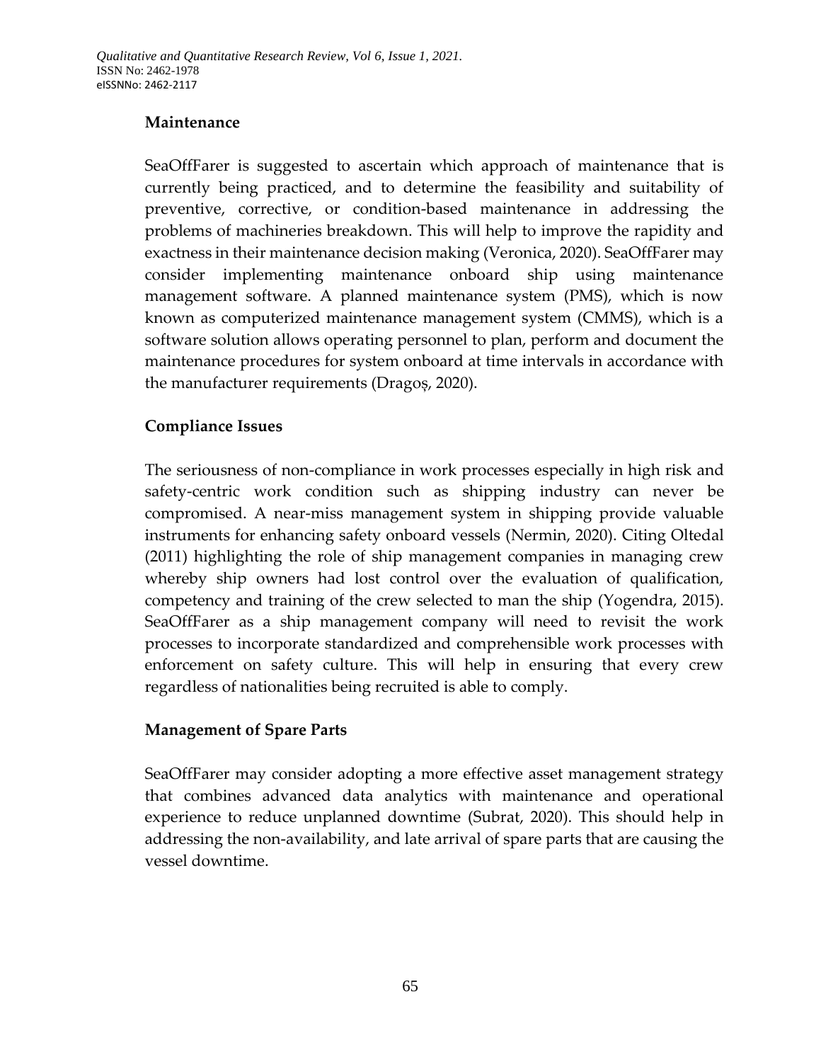**Maintenance**

SeaOffFarer is suggested to ascertain which approach of maintenance that is currently being practiced, and to determine the feasibility and suitability of preventive, corrective, or condition-based maintenance in addressing the problems of machineries breakdown. This will help to improve the rapidity and exactness in their maintenance decision making (Veronica, 2020). SeaOffFarer may consider implementing maintenance onboard ship using maintenance management software. A planned maintenance system (PMS), which is now known as computerized maintenance management system (CMMS), which is a software solution allows operating personnel to plan, perform and document the maintenance procedures for system onboard at time intervals in accordance with the manufacturer requirements (Dragoș, 2020).

**Compliance Issues**

The seriousness of non-compliance in work processes especially in high risk and safety-centric work condition such as shipping industry can never be compromised. A near-miss management system in shipping provide valuable instruments for enhancing safety onboard vessels (Nermin, 2020). Citing Oltedal (2011) highlighting the role of ship management companies in managing crew whereby ship owners had lost control over the evaluation of qualification, competency and training of the crew selected to man the ship (Yogendra, 2015). SeaOffFarer as a ship management company will need to revisit the work processes to incorporate standardized and comprehensible work processes with enforcement on safety culture. This will help in ensuring that every crew regardless of nationalities being recruited is able to comply.

**Management of Spare Parts**

SeaOffFarer may consider adopting a more effective asset management strategy that combines advanced data analytics with maintenance and operational experience to reduce unplanned downtime (Subrat, 2020). This should help in addressing the non-availability, and late arrival of spare parts that are causing the vessel downtime.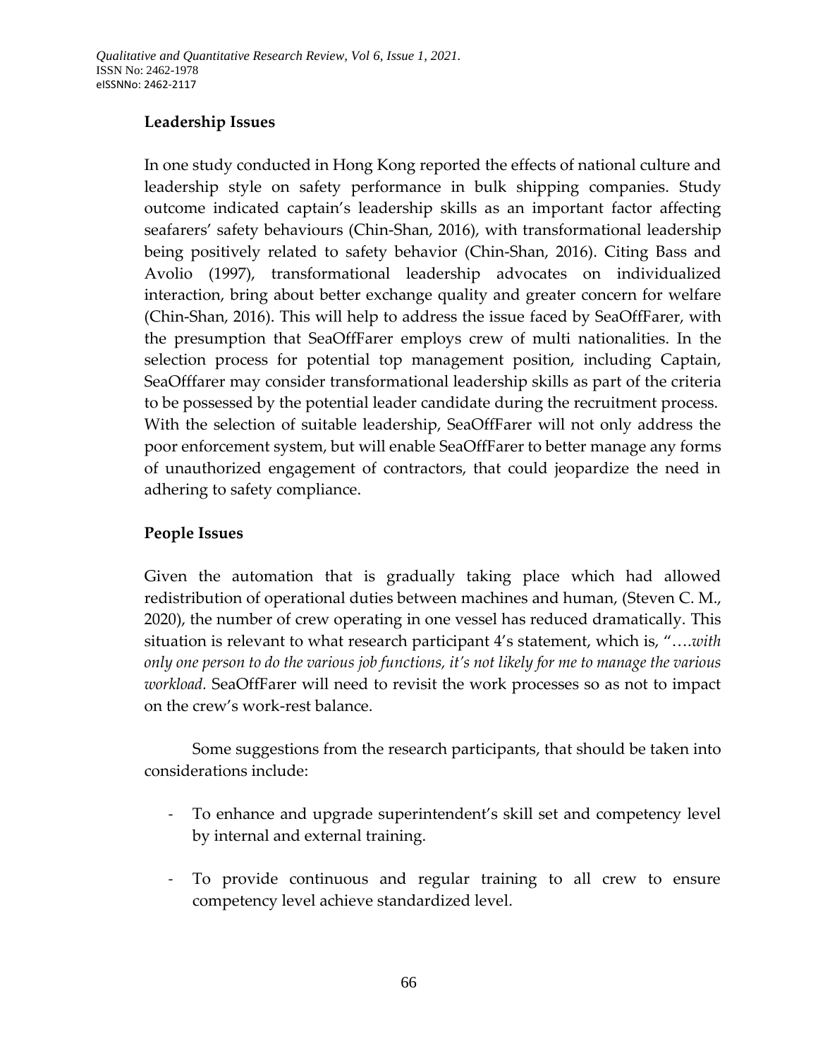**Leadership Issues**

In one study conducted in Hong Kong reported the effects of national culture and leadership style on safety performance in bulk shipping companies. Study outcome indicated captain's leadership skills as an important factor affecting seafarers' safety behaviours (Chin-Shan, 2016), with transformational leadership being positively related to safety behavior (Chin-Shan, 2016). Citing Bass and Avolio (1997), transformational leadership advocates on individualized interaction, bring about better exchange quality and greater concern for welfare (Chin-Shan, 2016). This will help to address the issue faced by SeaOffFarer, with the presumption that SeaOffFarer employs crew of multi nationalities. In the selection process for potential top management position, including Captain, SeaOfffarer may consider transformational leadership skills as part of the criteria to be possessed by the potential leader candidate during the recruitment process. With the selection of suitable leadership, SeaOffFarer will not only address the poor enforcement system, but will enable SeaOffFarer to better manage any forms of unauthorized engagement of contractors, that could jeopardize the need in adhering to safety compliance.

**People Issues**

Given the automation that is gradually taking place which had allowed redistribution of operational duties between machines and human, (Steven C. M., 2020), the number of crew operating in one vessel has reduced dramatically. This situation is relevant to what research participant 4's statement, which is, "….*with only one person to do the various job functions, it's not likely for me to manage the various workload.* SeaOffFarer will need to revisit the work processes so as not to impact on the crew's work-rest balance.

Some suggestions from the research participants, that should be taken into considerations include:

- To enhance and upgrade superintendent's skill set and competency level by internal and external training.
- To provide continuous and regular training to all crew to ensure competency level achieve standardized level.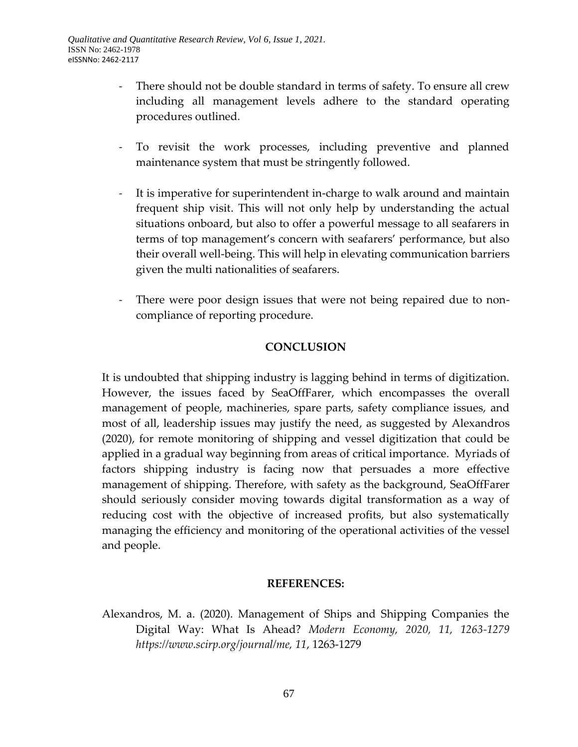- There should not be double standard in terms of safety. To ensure all crew including all management levels adhere to the standard operating procedures outlined.

- To revisit the work processes, including preventive and planned maintenance system that must be stringently followed.

- It is imperative for superintendent in-charge to walk around and maintain frequent ship visit. This will not only help by understanding the actual situations onboard, but also to offer a powerful message to all seafarers in terms of top management's concern with seafarers' performance, but also their overall well-being. This will help in elevating communication barriers given the multi nationalities of seafarers.

- There were poor design issues that were not being repaired due to non-compliance of reporting procedure.

## CONCLUSION

It is undoubted that shipping industry is lagging behind in terms of digitization. However, the issues faced by SeaOffFarer, which encompasses the overall management of people, machineries, spare parts, safety compliance issues, and most of all, leadership issues may justify the need, as suggested by Alexandros (2020), for remote monitoring of shipping and vessel digitization that could be applied in a gradual way beginning from areas of critical importance. Myriads of factors shipping industry is facing now that persuades a more effective management of shipping. Therefore, with safety as the background, SeaOffFarer should seriously consider moving towards digital transformation as a way of reducing cost with the objective of increased profits, but also systematically managing the efficiency and monitoring of the operational activities of the vessel and people.

## REFERENCES:

Alexandros, M. a. (2020). Management of Ships and Shipping Companies the Digital Way: What Is Ahead? *Modern Economy, 2020, 11, 1263-1279 https://www.scirp.org/journal/me, 11*, 1263-1279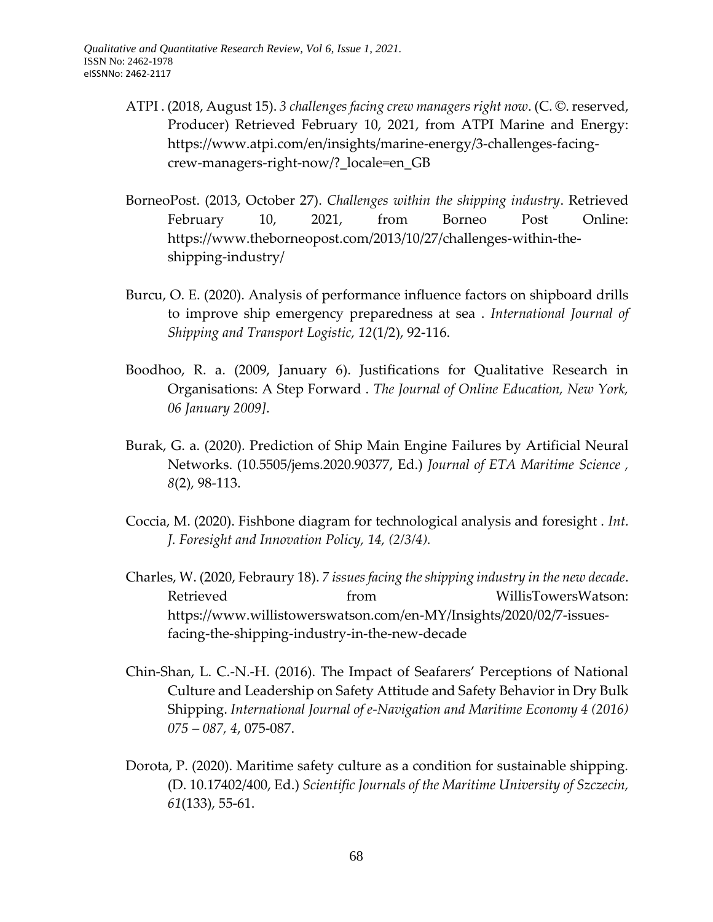ATPI . (2018, August 15). *3 challenges facing crew managers right now*. (C. ©. reserved, Producer) Retrieved February 10, 2021, from ATPI Marine and Energy: https://www.atpi.com/en/insights/marine-energy/3-challenges-facing-crew-managers-right-now/?_locale=en_GB

BorneoPost. (2013, October 27). *Challenges within the shipping industry*. Retrieved February 10, 2021, from Borneo Post Online: https://www.theborneopost.com/2013/10/27/challenges-within-the-shipping-industry/

Burcu, O. E. (2020). Analysis of performance influence factors on shipboard drills to improve ship emergency preparedness at sea . *International Journal of Shipping and Transport Logistic, 12*(1/2), 92-116.

Boodhoo, R. a. (2009, January 6). Justifications for Qualitative Research in Organisations: A Step Forward . *The Journal of Online Education, New York, 06 January 2009].*

Burak, G. a. (2020). Prediction of Ship Main Engine Failures by Artificial Neural Networks. (10.5505/jems.2020.90377, Ed.) *Journal of ETA Maritime Science , 8*(2), 98-113.

Coccia, M. (2020). Fishbone diagram for technological analysis and foresight . *Int. J. Foresight and Innovation Policy, 14, (2/3/4).*

Charles, W. (2020, Febraury 18). *7 issues facing the shipping industry in the new decade*. Retrieved from WillisTowersWatson: https://www.willistowerswatson.com/en-MY/Insights/2020/02/7-issues-facing-the-shipping-industry-in-the-new-decade

Chin-Shan, L. C.-N.-H. (2016). The Impact of Seafarers' Perceptions of National Culture and Leadership on Safety Attitude and Safety Behavior in Dry Bulk Shipping. *International Journal of e-Navigation and Maritime Economy 4 (2016) 075 – 087, 4*, 075-087.

Dorota, P. (2020). Maritime safety culture as a condition for sustainable shipping. (D. 10.17402/400, Ed.) *Scientific Journals of the Maritime University of Szczecin, 61*(133), 55-61.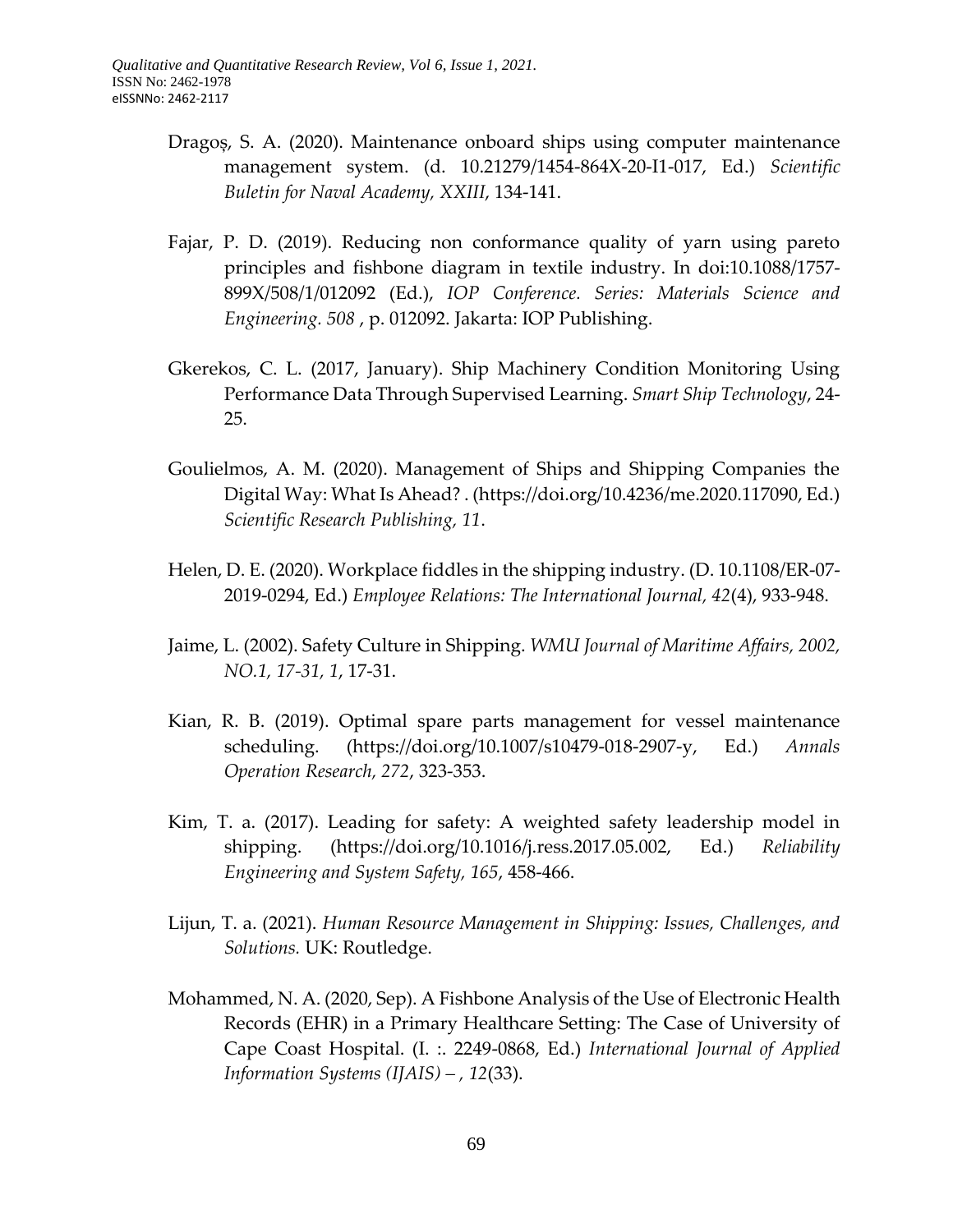Dragoș, S. A. (2020). Maintenance onboard ships using computer maintenance management system. (d. 10.21279/1454-864X-20-I1-017, Ed.) *Scientific Buletin for Naval Academy, XXIII*, 134-141.

Fajar, P. D. (2019). Reducing non conformance quality of yarn using pareto principles and fishbone diagram in textile industry. In doi:10.1088/1757-899X/508/1/012092 (Ed.), *IOP Conference. Series: Materials Science and Engineering. 508* , p. 012092. Jakarta: IOP Publishing.

Gkerekos, C. L. (2017, January). Ship Machinery Condition Monitoring Using Performance Data Through Supervised Learning. *Smart Ship Technology*, 24-25.

Goulielmos, A. M. (2020). Management of Ships and Shipping Companies the Digital Way: What Is Ahead? . (https://doi.org/10.4236/me.2020.117090, Ed.) *Scientific Research Publishing, 11*.

Helen, D. E. (2020). Workplace fiddles in the shipping industry. (D. 10.1108/ER-07-2019-0294, Ed.) *Employee Relations: The International Journal, 42*(4), 933-948.

Jaime, L. (2002). Safety Culture in Shipping. *WMU Journal of Maritime Affairs, 2002, NO.1, 17-31, 1*, 17-31.

Kian, R. B. (2019). Optimal spare parts management for vessel maintenance scheduling. (https://doi.org/10.1007/s10479-018-2907-y, Ed.) *Annals Operation Research, 272*, 323-353.

Kim, T. a. (2017). Leading for safety: A weighted safety leadership model in shipping. (https://doi.org/10.1016/j.ress.2017.05.002, Ed.) *Reliability Engineering and System Safety, 165*, 458-466.

Lijun, T. a. (2021). *Human Resource Management in Shipping: Issues, Challenges, and Solutions.* UK: Routledge.

Mohammed, N. A. (2020, Sep). A Fishbone Analysis of the Use of Electronic Health Records (EHR) in a Primary Healthcare Setting: The Case of University of Cape Coast Hospital. (I. :. 2249-0868, Ed.) *International Journal of Applied Information Systems (IJAIS) – , 12*(33).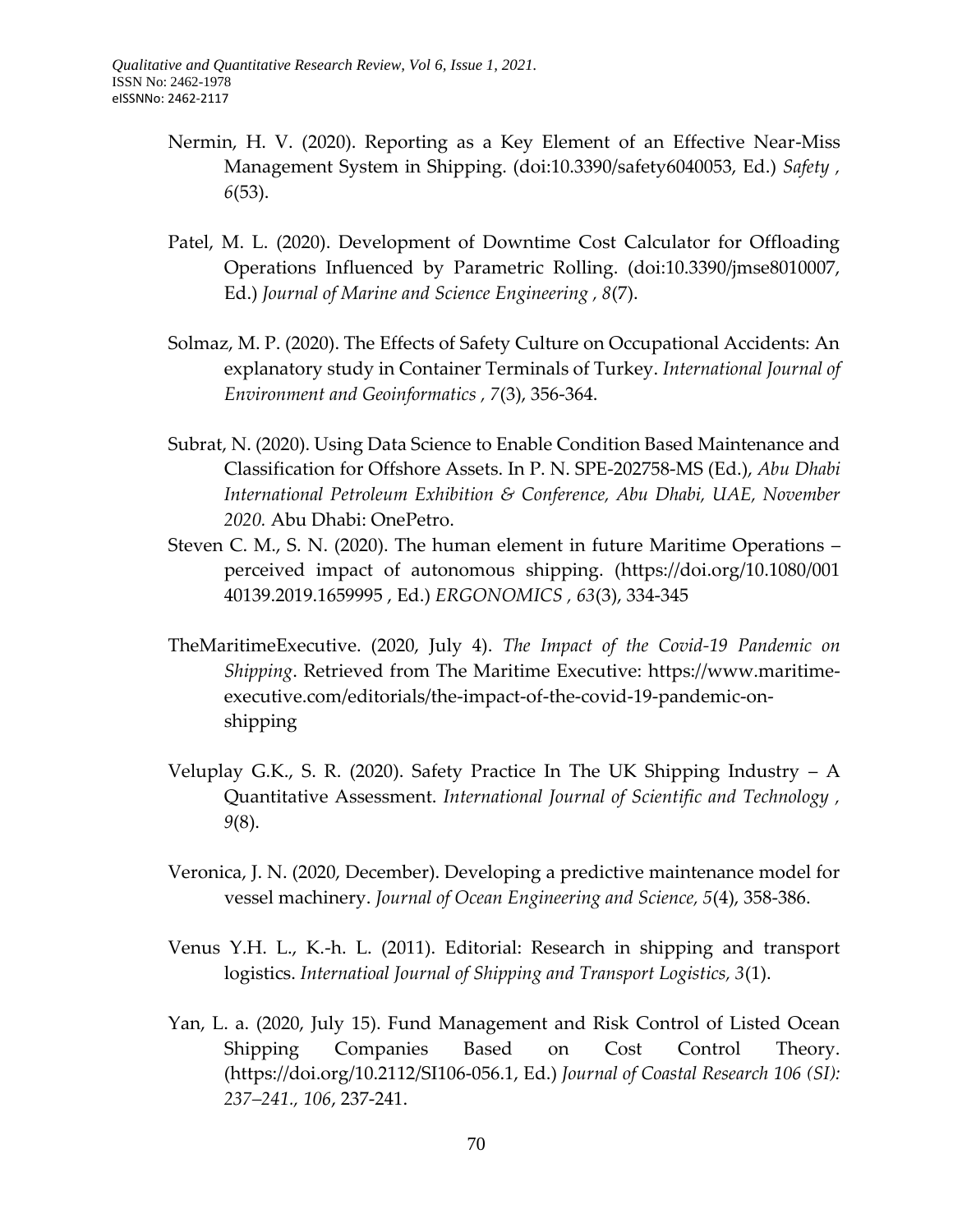Nermin, H. V. (2020). Reporting as a Key Element of an Effective Near-Miss Management System in Shipping. (doi:10.3390/safety6040053, Ed.) *Safety , 6*(53).

Patel, M. L. (2020). Development of Downtime Cost Calculator for Offloading Operations Influenced by Parametric Rolling. (doi:10.3390/jmse8010007, Ed.) *Journal of Marine and Science Engineering , 8*(7).

Solmaz, M. P. (2020). The Effects of Safety Culture on Occupational Accidents: An explanatory study in Container Terminals of Turkey. *International Journal of Environment and Geoinformatics , 7*(3), 356-364.

Subrat, N. (2020). Using Data Science to Enable Condition Based Maintenance and Classification for Offshore Assets. In P. N. SPE-202758-MS (Ed.), *Abu Dhabi International Petroleum Exhibition & Conference, Abu Dhabi, UAE, November 2020.* Abu Dhabi: OnePetro.

Steven C. M., S. N. (2020). The human element in future Maritime Operations – perceived impact of autonomous shipping. (https://doi.org/10.1080/001 40139.2019.1659995 , Ed.) *ERGONOMICS , 63*(3), 334-345

TheMaritimeExecutive. (2020, July 4). *The Impact of the Covid-19 Pandemic on Shipping*. Retrieved from The Maritime Executive: https://www.maritime-executive.com/editorials/the-impact-of-the-covid-19-pandemic-on-shipping

Veluplay G.K., S. R. (2020). Safety Practice In The UK Shipping Industry – A Quantitative Assessment. *International Journal of Scientific and Technology , 9*(8).

Veronica, J. N. (2020, December). Developing a predictive maintenance model for vessel machinery. *Journal of Ocean Engineering and Science, 5*(4), 358-386.

Venus Y.H. L., K.-h. L. (2011). Editorial: Research in shipping and transport logistics. *Internatioal Journal of Shipping and Transport Logistics, 3*(1).

Yan, L. a. (2020, July 15). Fund Management and Risk Control of Listed Ocean Shipping Companies Based on Cost Control Theory. (https://doi.org/10.2112/SI106-056.1, Ed.) *Journal of Coastal Research 106 (SI): 237–241., 106*, 237-241.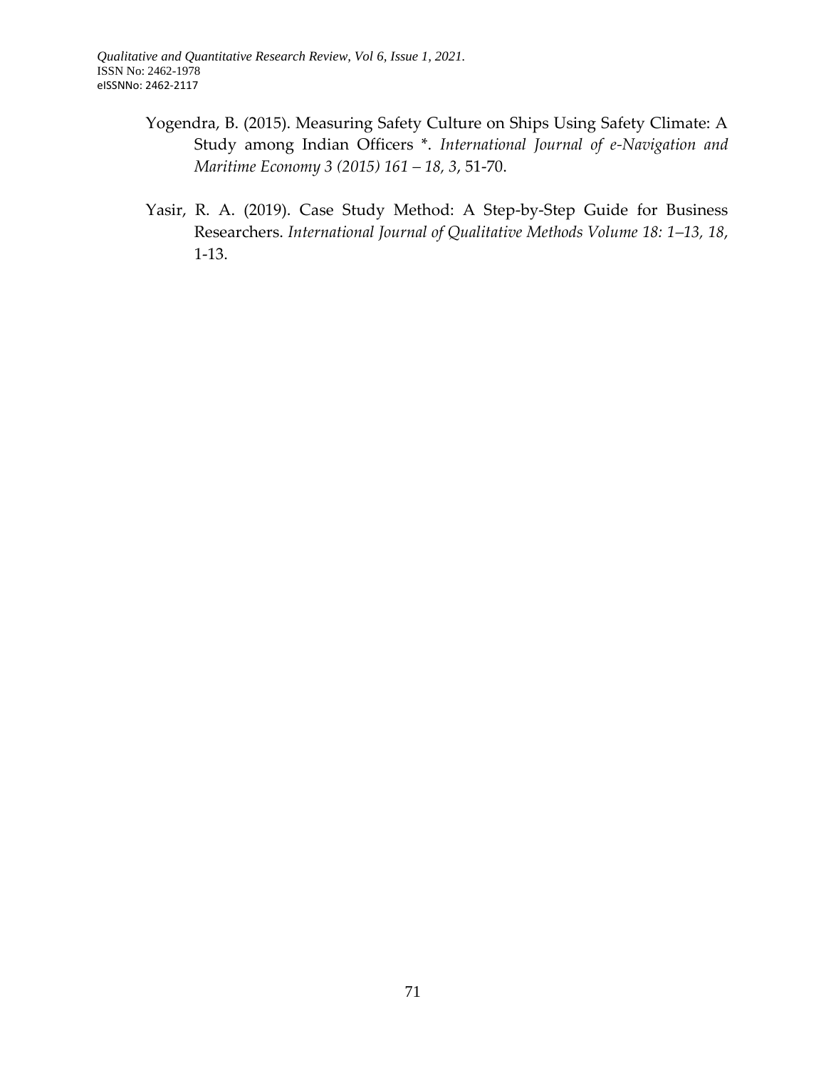Yogendra, B. (2015). Measuring Safety Culture on Ships Using Safety Climate: A Study among Indian Officers *. *International Journal of e-Navigation and Maritime Economy 3 (2015) 161 – 18, 3*, 51-70.

Yasir, R. A. (2019). Case Study Method: A Step-by-Step Guide for Business Researchers. *International Journal of Qualitative Methods Volume 18: 1–13, 18*, 1-13.